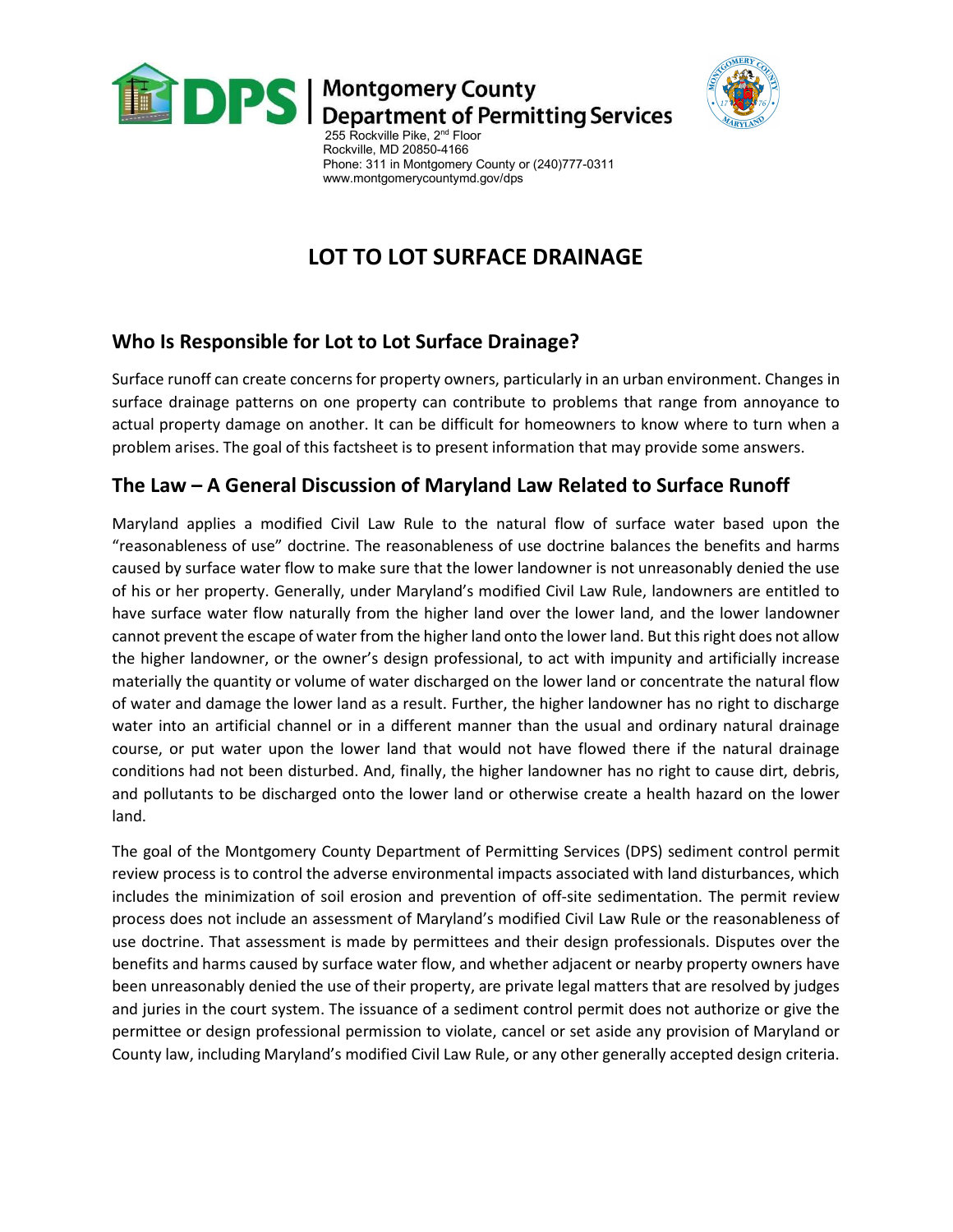Montgomery County
Department of Permitting Services

255 Rockville Pike, 2nd Floor
Rockville, MD 20850-4166
Phone: 311 in Montgomery County or (240)777-0311
www.montgomerycountymd.gov/dps

# LOT TO LOT SURFACE DRAINAGE

## Who Is Responsible for Lot to Lot Surface Drainage?

Surface runoff can create concerns for property owners, particularly in an urban environment. Changes in surface drainage patterns on one property can contribute to problems that range from annoyance to actual property damage on another. It can be difficult for homeowners to know where to turn when a problem arises. The goal of this factsheet is to present information that may provide some answers.

## The Law – A General Discussion of Maryland Law Related to Surface Runoff

Maryland applies a modified Civil Law Rule to the natural flow of surface water based upon the "reasonableness of use" doctrine. The reasonableness of use doctrine balances the benefits and harms caused by surface water flow to make sure that the lower landowner is not unreasonably denied the use of his or her property. Generally, under Maryland's modified Civil Law Rule, landowners are entitled to have surface water flow naturally from the higher land over the lower land, and the lower landowner cannot prevent the escape of water from the higher land onto the lower land. But this right does not allow the higher landowner, or the owner's design professional, to act with impunity and artificially increase materially the quantity or volume of water discharged on the lower land or concentrate the natural flow of water and damage the lower land as a result. Further, the higher landowner has no right to discharge water into an artificial channel or in a different manner than the usual and ordinary natural drainage course, or put water upon the lower land that would not have flowed there if the natural drainage conditions had not been disturbed. And, finally, the higher landowner has no right to cause dirt, debris, and pollutants to be discharged onto the lower land or otherwise create a health hazard on the lower land.

The goal of the Montgomery County Department of Permitting Services (DPS) sediment control permit review process is to control the adverse environmental impacts associated with land disturbances, which includes the minimization of soil erosion and prevention of off-site sedimentation. The permit review process does not include an assessment of Maryland's modified Civil Law Rule or the reasonableness of use doctrine. That assessment is made by permittees and their design professionals. Disputes over the benefits and harms caused by surface water flow, and whether adjacent or nearby property owners have been unreasonably denied the use of their property, are private legal matters that are resolved by judges and juries in the court system. The issuance of a sediment control permit does not authorize or give the permittee or design professional permission to violate, cancel or set aside any provision of Maryland or County law, including Maryland's modified Civil Law Rule, or any other generally accepted design criteria.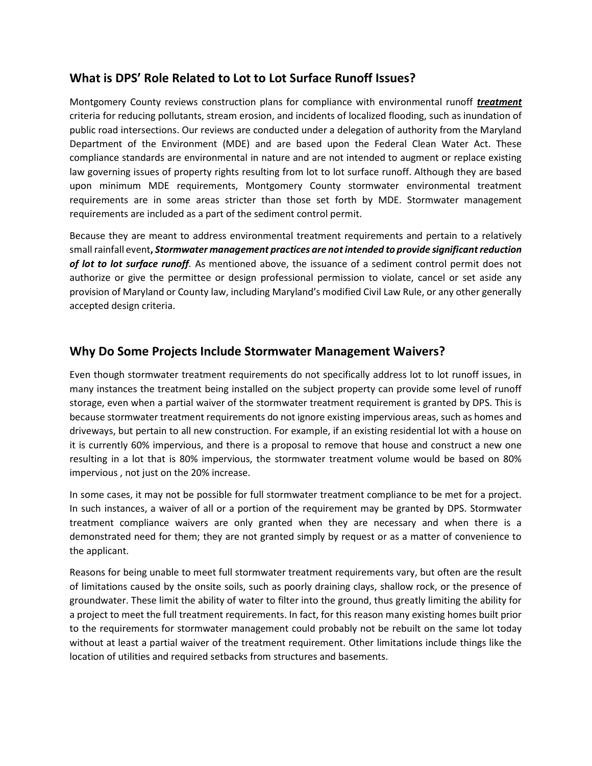## What is DPS' Role Related to Lot to Lot Surface Runoff Issues?

Montgomery County reviews construction plans for compliance with environmental runoff ***treatment*** criteria for reducing pollutants, stream erosion, and incidents of localized flooding, such as inundation of public road intersections. Our reviews are conducted under a delegation of authority from the Maryland Department of the Environment (MDE) and are based upon the Federal Clean Water Act. These compliance standards are environmental in nature and are not intended to augment or replace existing law governing issues of property rights resulting from lot to lot surface runoff. Although they are based upon minimum MDE requirements, Montgomery County stormwater environmental treatment requirements are in some areas stricter than those set forth by MDE. Stormwater management requirements are included as a part of the sediment control permit.

Because they are meant to address environmental treatment requirements and pertain to a relatively small rainfall event**, *Stormwater management practices are not intended to provide significant reduction of lot to lot surface runoff***. As mentioned above, the issuance of a sediment control permit does not authorize or give the permittee or design professional permission to violate, cancel or set aside any provision of Maryland or County law, including Maryland's modified Civil Law Rule, or any other generally accepted design criteria.

## Why Do Some Projects Include Stormwater Management Waivers?

Even though stormwater treatment requirements do not specifically address lot to lot runoff issues, in many instances the treatment being installed on the subject property can provide some level of runoff storage, even when a partial waiver of the stormwater treatment requirement is granted by DPS. This is because stormwater treatment requirements do not ignore existing impervious areas, such as homes and driveways, but pertain to all new construction. For example, if an existing residential lot with a house on it is currently 60% impervious, and there is a proposal to remove that house and construct a new one resulting in a lot that is 80% impervious, the stormwater treatment volume would be based on 80% impervious , not just on the 20% increase.

In some cases, it may not be possible for full stormwater treatment compliance to be met for a project. In such instances, a waiver of all or a portion of the requirement may be granted by DPS. Stormwater treatment compliance waivers are only granted when they are necessary and when there is a demonstrated need for them; they are not granted simply by request or as a matter of convenience to the applicant.

Reasons for being unable to meet full stormwater treatment requirements vary, but often are the result of limitations caused by the onsite soils, such as poorly draining clays, shallow rock, or the presence of groundwater. These limit the ability of water to filter into the ground, thus greatly limiting the ability for a project to meet the full treatment requirements. In fact, for this reason many existing homes built prior to the requirements for stormwater management could probably not be rebuilt on the same lot today without at least a partial waiver of the treatment requirement. Other limitations include things like the location of utilities and required setbacks from structures and basements.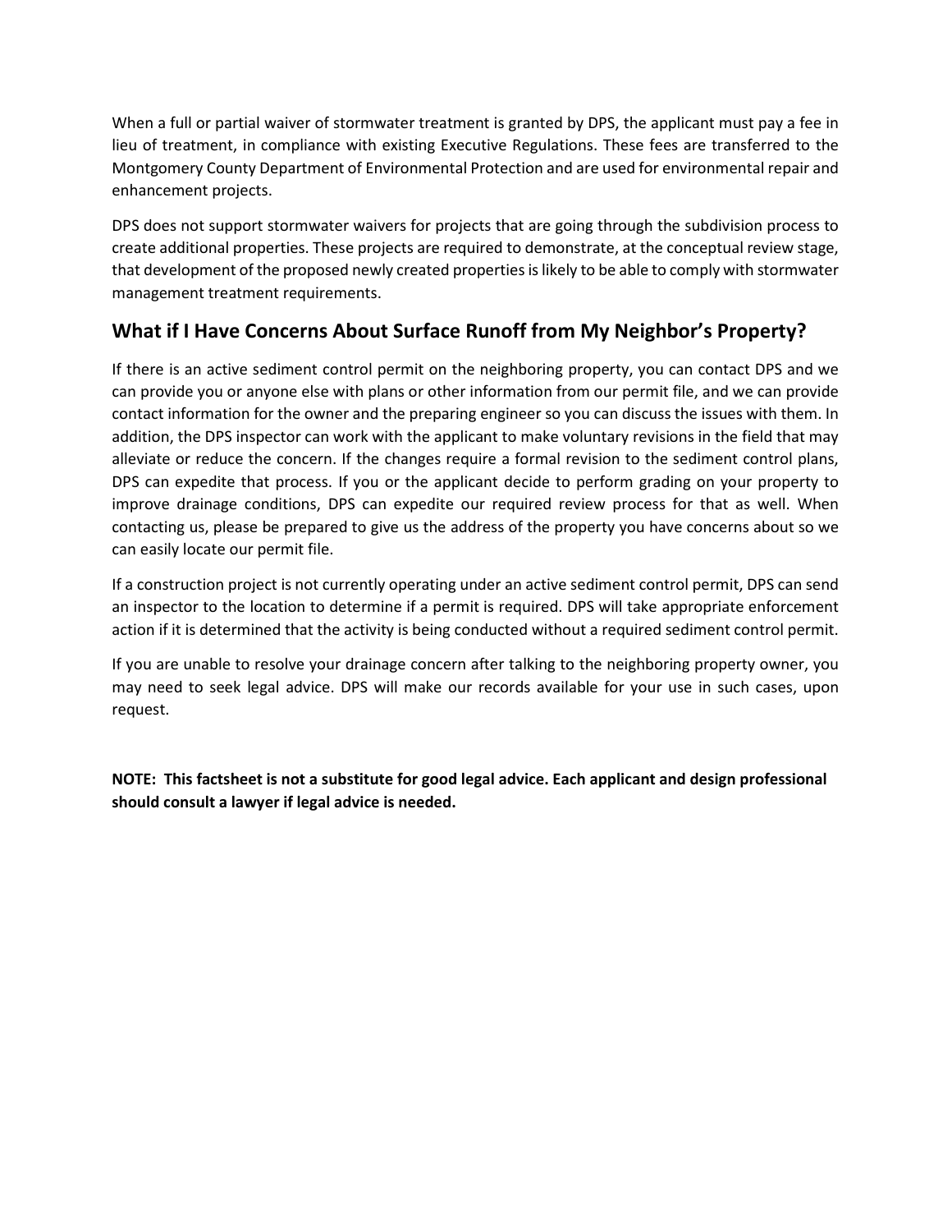When a full or partial waiver of stormwater treatment is granted by DPS, the applicant must pay a fee in lieu of treatment, in compliance with existing Executive Regulations. These fees are transferred to the Montgomery County Department of Environmental Protection and are used for environmental repair and enhancement projects.

DPS does not support stormwater waivers for projects that are going through the subdivision process to create additional properties. These projects are required to demonstrate, at the conceptual review stage, that development of the proposed newly created properties is likely to be able to comply with stormwater management treatment requirements.

## What if I Have Concerns About Surface Runoff from My Neighbor's Property?

If there is an active sediment control permit on the neighboring property, you can contact DPS and we can provide you or anyone else with plans or other information from our permit file, and we can provide contact information for the owner and the preparing engineer so you can discuss the issues with them. In addition, the DPS inspector can work with the applicant to make voluntary revisions in the field that may alleviate or reduce the concern. If the changes require a formal revision to the sediment control plans, DPS can expedite that process. If you or the applicant decide to perform grading on your property to improve drainage conditions, DPS can expedite our required review process for that as well. When contacting us, please be prepared to give us the address of the property you have concerns about so we can easily locate our permit file.

If a construction project is not currently operating under an active sediment control permit, DPS can send an inspector to the location to determine if a permit is required. DPS will take appropriate enforcement action if it is determined that the activity is being conducted without a required sediment control permit.

If you are unable to resolve your drainage concern after talking to the neighboring property owner, you may need to seek legal advice. DPS will make our records available for your use in such cases, upon request.

**NOTE: This factsheet is not a substitute for good legal advice. Each applicant and design professional should consult a lawyer if legal advice is needed.**